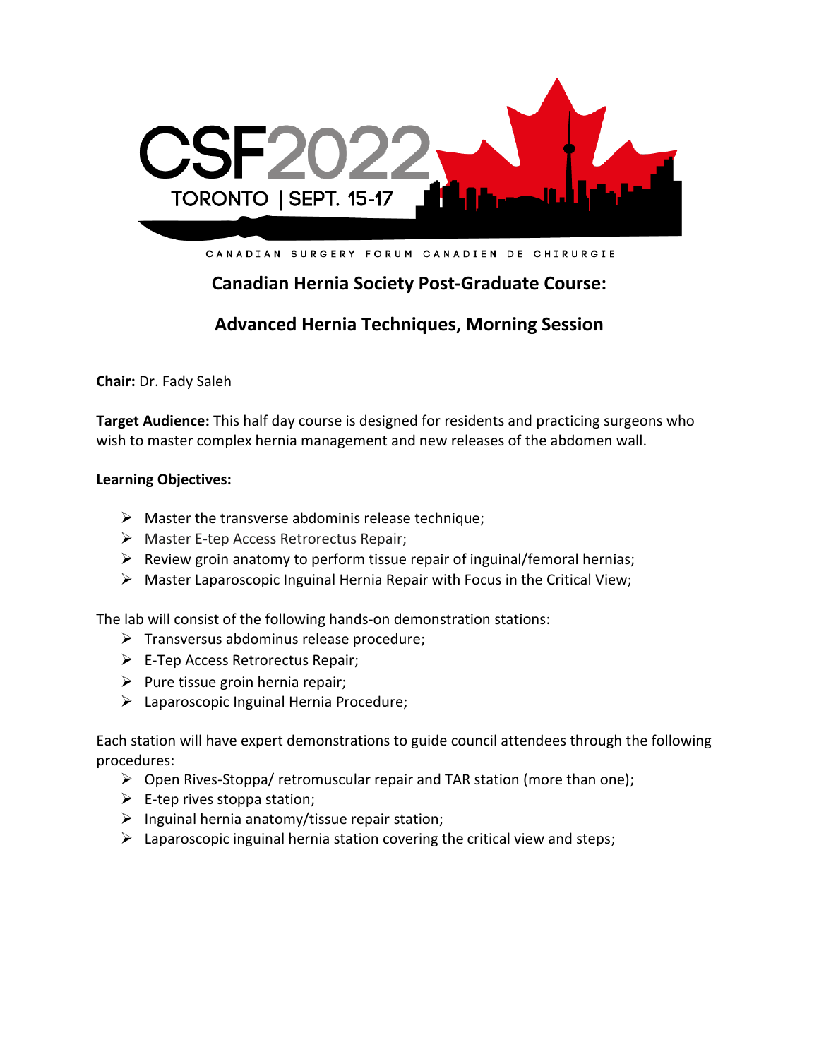CSF2022

TORONTO | SEPT. 15-17

CANADIAN SURGERY FORUM CANADIEN DE CHIRURGIE

## Canadian Hernia Society Post-Graduate Course:

## Advanced Hernia Techniques, Morning Session

**Chair:** Dr. Fady Saleh

**Target Audience:** This half day course is designed for residents and practicing surgeons who wish to master complex hernia management and new releases of the abdomen wall.

**Learning Objectives:**

- Master the transverse abdominis release technique;
- Master E-tep Access Retrorectus Repair;
- Review groin anatomy to perform tissue repair of inguinal/femoral hernias;
- Master Laparoscopic Inguinal Hernia Repair with Focus in the Critical View;

The lab will consist of the following hands-on demonstration stations:

- Transversus abdominus release procedure;
- E-Tep Access Retrorectus Repair;
- Pure tissue groin hernia repair;
- Laparoscopic Inguinal Hernia Procedure;

Each station will have expert demonstrations to guide council attendees through the following procedures:

- Open Rives-Stoppa/ retromuscular repair and TAR station (more than one);
- E-tep rives stoppa station;
- Inguinal hernia anatomy/tissue repair station;
- Laparoscopic inguinal hernia station covering the critical view and steps;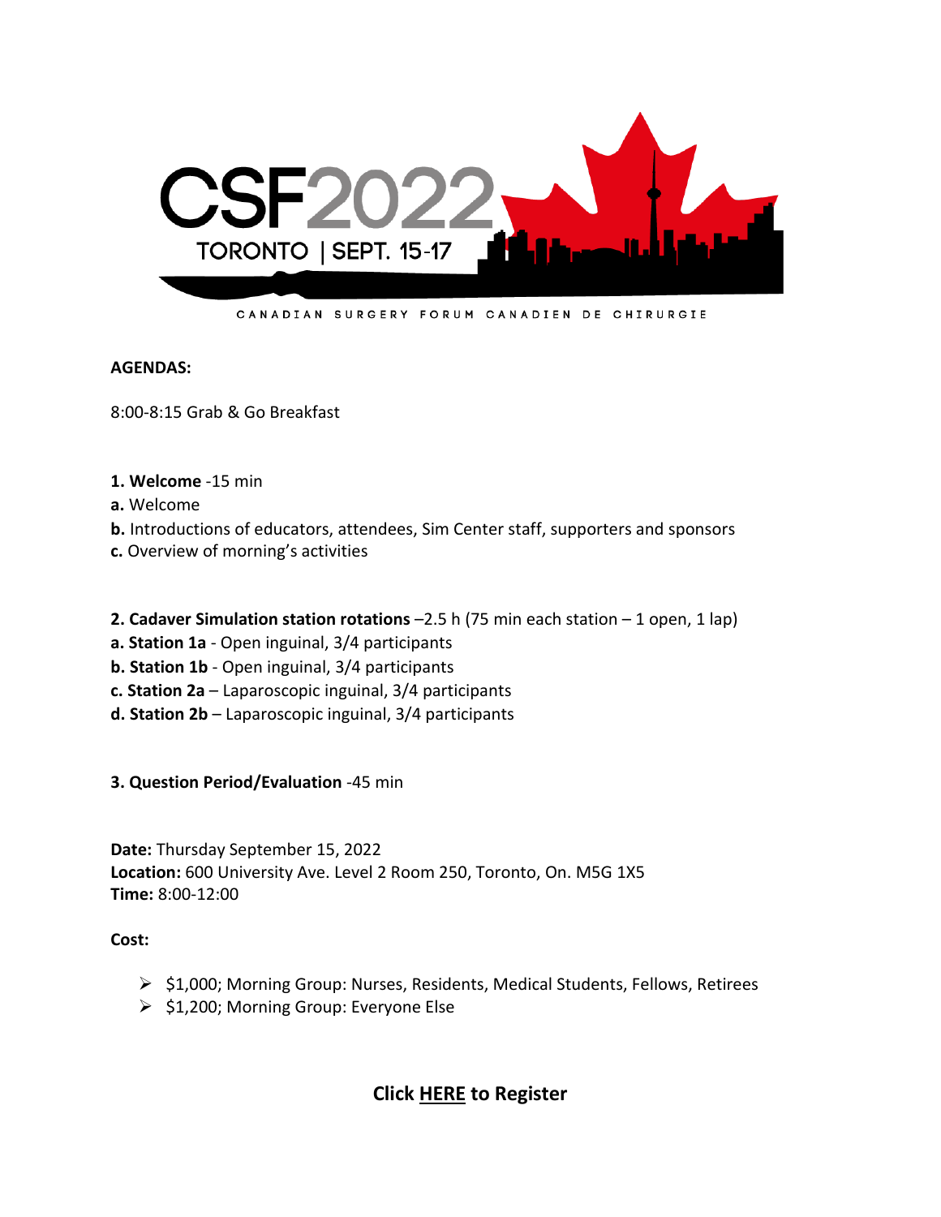CSF2022

TORONTO | SEPT. 15-17

CANADIAN SURGERY FORUM CANADIEN DE CHIRURGIE

**AGENDAS:**

8:00-8:15 Grab & Go Breakfast

**1. Welcome** -15 min

**a.** Welcome

**b.** Introductions of educators, attendees, Sim Center staff, supporters and sponsors

**c.** Overview of morning's activities

**2. Cadaver Simulation station rotations** –2.5 h (75 min each station – 1 open, 1 lap)

**a. Station 1a** - Open inguinal, 3/4 participants

**b. Station 1b** - Open inguinal, 3/4 participants

**c. Station 2a** – Laparoscopic inguinal, 3/4 participants

**d. Station 2b** – Laparoscopic inguinal, 3/4 participants

**3. Question Period/Evaluation** -45 min

**Date:** Thursday September 15, 2022
**Location:** 600 University Ave. Level 2 Room 250, Toronto, On. M5G 1X5
**Time:** 8:00-12:00

**Cost:**

- $1,000; Morning Group: Nurses, Residents, Medical Students, Fellows, Retirees
- $1,200; Morning Group: Everyone Else

**Click HERE to Register**